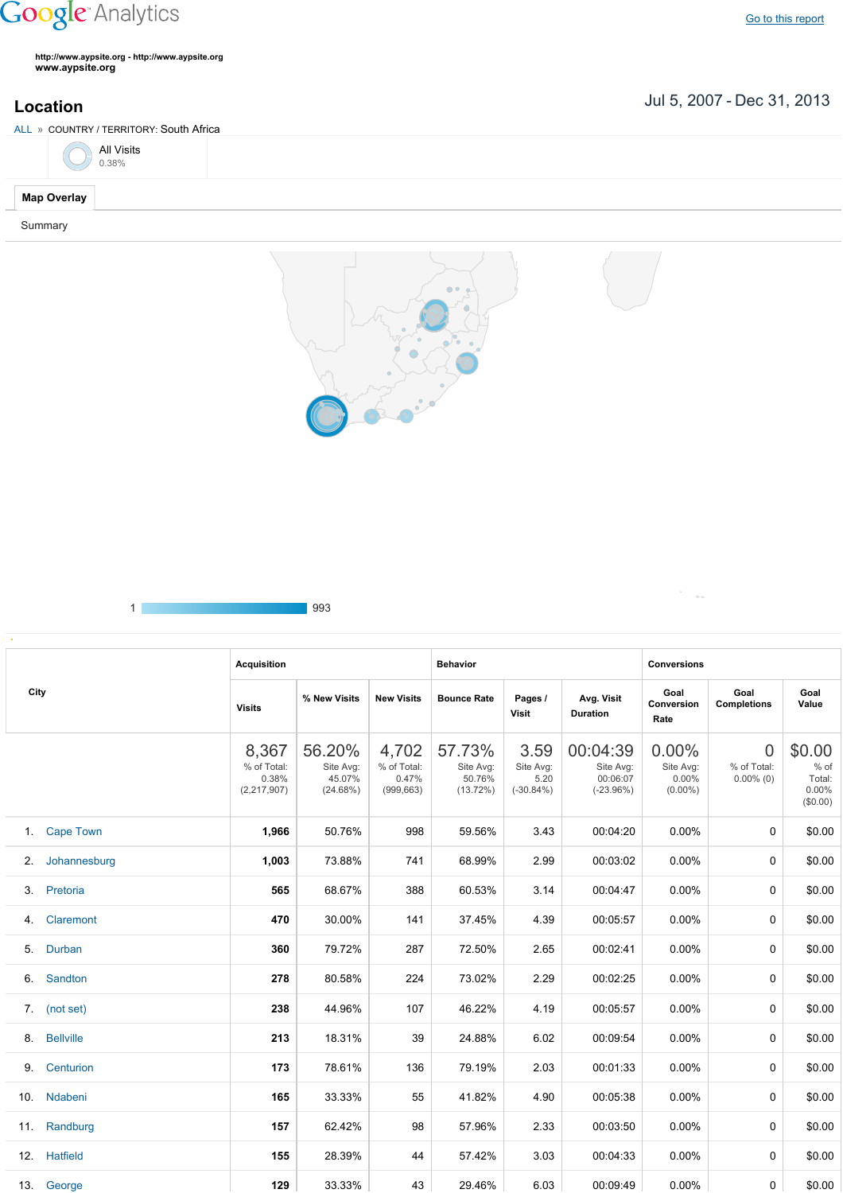Google Analytics

Go to this report

http://www.aypsite.org - http://www.aypsite.org
www.aypsite.org

# Location

Jul 5, 2007 - Dec 31, 2013

ALL » COUNTRY / TERRITORY: South Africa

All Visits
0.38%

Map Overlay

Summary

1 993

| City | Acquisition | | | Behavior | | | Conversions | | |
|---|---|---|---|---|---|---|---|---|---|
| | Visits | % New Visits | New Visits | Bounce Rate | Pages / Visit | Avg. Visit Duration | Goal Conversion Rate | Goal Completions | Goal Value |
| | 8,367 % of Total: 0.38% (2,217,907) | 56.20% Site Avg: 45.07% (24.68%) | 4,702 % of Total: 0.47% (999,663) | 57.73% Site Avg: 50.76% (13.72%) | 3.59 Site Avg: 5.20 (-30.84%) | 00:04:39 Site Avg: 00:06:07 (-23.96%) | 0.00% Site Avg: 0.00% (0.00%) | 0 % of Total: 0.00% (0) | $0.00 % of Total: 0.00% ($0.00) |
| 1. Cape Town | 1,966 | 50.76% | 998 | 59.56% | 3.43 | 00:04:20 | 0.00% | 0 | $0.00 |
| 2. Johannesburg | 1,003 | 73.88% | 741 | 68.99% | 2.99 | 00:03:02 | 0.00% | 0 | $0.00 |
| 3. Pretoria | 565 | 68.67% | 388 | 60.53% | 3.14 | 00:04:47 | 0.00% | 0 | $0.00 |
| 4. Claremont | 470 | 30.00% | 141 | 37.45% | 4.39 | 00:05:57 | 0.00% | 0 | $0.00 |
| 5. Durban | 360 | 79.72% | 287 | 72.50% | 2.65 | 00:02:41 | 0.00% | 0 | $0.00 |
| 6. Sandton | 278 | 80.58% | 224 | 73.02% | 2.29 | 00:02:25 | 0.00% | 0 | $0.00 |
| 7. (not set) | 238 | 44.96% | 107 | 46.22% | 4.19 | 00:05:57 | 0.00% | 0 | $0.00 |
| 8. Bellville | 213 | 18.31% | 39 | 24.88% | 6.02 | 00:09:54 | 0.00% | 0 | $0.00 |
| 9. Centurion | 173 | 78.61% | 136 | 79.19% | 2.03 | 00:01:33 | 0.00% | 0 | $0.00 |
| 10. Ndabeni | 165 | 33.33% | 55 | 41.82% | 4.90 | 00:05:38 | 0.00% | 0 | $0.00 |
| 11. Randburg | 157 | 62.42% | 98 | 57.96% | 2.33 | 00:03:50 | 0.00% | 0 | $0.00 |
| 12. Hatfield | 155 | 28.39% | 44 | 57.42% | 3.03 | 00:04:33 | 0.00% | 0 | $0.00 |
| 13. George | 129 | 33.33% | 43 | 29.46% | 6.03 | 00:09:49 | 0.00% | 0 | $0.00 |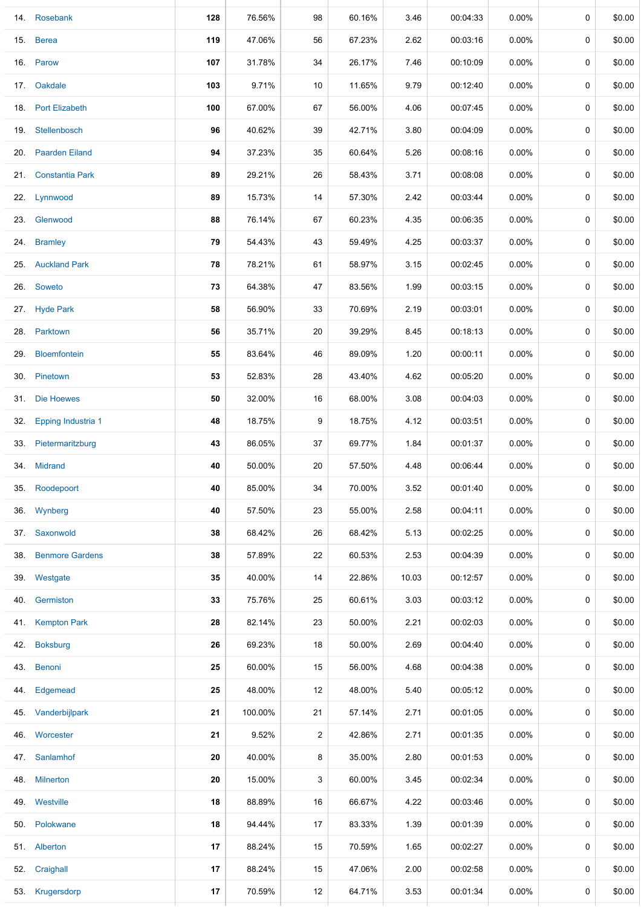| | | | | | | | | | | |
|---|---|---|---|---|---|---|---|---|---|---|
| 14. | Rosebank | **128** | 76.56% | 98 | 60.16% | 3.46 | 00:04:33 | 0.00% | 0 | $0.00 |
| 15. | Berea | **119** | 47.06% | 56 | 67.23% | 2.62 | 00:03:16 | 0.00% | 0 | $0.00 |
| 16. | Parow | **107** | 31.78% | 34 | 26.17% | 7.46 | 00:10:09 | 0.00% | 0 | $0.00 |
| 17. | Oakdale | **103** | 9.71% | 10 | 11.65% | 9.79 | 00:12:40 | 0.00% | 0 | $0.00 |
| 18. | Port Elizabeth | **100** | 67.00% | 67 | 56.00% | 4.06 | 00:07:45 | 0.00% | 0 | $0.00 |
| 19. | Stellenbosch | **96** | 40.62% | 39 | 42.71% | 3.80 | 00:04:09 | 0.00% | 0 | $0.00 |
| 20. | Paarden Eiland | **94** | 37.23% | 35 | 60.64% | 5.26 | 00:08:16 | 0.00% | 0 | $0.00 |
| 21. | Constantia Park | **89** | 29.21% | 26 | 58.43% | 3.71 | 00:08:08 | 0.00% | 0 | $0.00 |
| 22. | Lynnwood | **89** | 15.73% | 14 | 57.30% | 2.42 | 00:03:44 | 0.00% | 0 | $0.00 |
| 23. | Glenwood | **88** | 76.14% | 67 | 60.23% | 4.35 | 00:06:35 | 0.00% | 0 | $0.00 |
| 24. | Bramley | **79** | 54.43% | 43 | 59.49% | 4.25 | 00:03:37 | 0.00% | 0 | $0.00 |
| 25. | Auckland Park | **78** | 78.21% | 61 | 58.97% | 3.15 | 00:02:45 | 0.00% | 0 | $0.00 |
| 26. | Soweto | **73** | 64.38% | 47 | 83.56% | 1.99 | 00:03:15 | 0.00% | 0 | $0.00 |
| 27. | Hyde Park | **58** | 56.90% | 33 | 70.69% | 2.19 | 00:03:01 | 0.00% | 0 | $0.00 |
| 28. | Parktown | **56** | 35.71% | 20 | 39.29% | 8.45 | 00:18:13 | 0.00% | 0 | $0.00 |
| 29. | Bloemfontein | **55** | 83.64% | 46 | 89.09% | 1.20 | 00:00:11 | 0.00% | 0 | $0.00 |
| 30. | Pinetown | **53** | 52.83% | 28 | 43.40% | 4.62 | 00:05:20 | 0.00% | 0 | $0.00 |
| 31. | Die Hoewes | **50** | 32.00% | 16 | 68.00% | 3.08 | 00:04:03 | 0.00% | 0 | $0.00 |
| 32. | Epping Industria 1 | **48** | 18.75% | 9 | 18.75% | 4.12 | 00:03:51 | 0.00% | 0 | $0.00 |
| 33. | Pietermaritzburg | **43** | 86.05% | 37 | 69.77% | 1.84 | 00:01:37 | 0.00% | 0 | $0.00 |
| 34. | Midrand | **40** | 50.00% | 20 | 57.50% | 4.48 | 00:06:44 | 0.00% | 0 | $0.00 |
| 35. | Roodepoort | **40** | 85.00% | 34 | 70.00% | 3.52 | 00:01:40 | 0.00% | 0 | $0.00 |
| 36. | Wynberg | **40** | 57.50% | 23 | 55.00% | 2.58 | 00:04:11 | 0.00% | 0 | $0.00 |
| 37. | Saxonwold | **38** | 68.42% | 26 | 68.42% | 5.13 | 00:02:25 | 0.00% | 0 | $0.00 |
| 38. | Benmore Gardens | **38** | 57.89% | 22 | 60.53% | 2.53 | 00:04:39 | 0.00% | 0 | $0.00 |
| 39. | Westgate | **35** | 40.00% | 14 | 22.86% | 10.03 | 00:12:57 | 0.00% | 0 | $0.00 |
| 40. | Germiston | **33** | 75.76% | 25 | 60.61% | 3.03 | 00:03:12 | 0.00% | 0 | $0.00 |
| 41. | Kempton Park | **28** | 82.14% | 23 | 50.00% | 2.21 | 00:02:03 | 0.00% | 0 | $0.00 |
| 42. | Boksburg | **26** | 69.23% | 18 | 50.00% | 2.69 | 00:04:40 | 0.00% | 0 | $0.00 |
| 43. | Benoni | **25** | 60.00% | 15 | 56.00% | 4.68 | 00:04:38 | 0.00% | 0 | $0.00 |
| 44. | Edgemead | **25** | 48.00% | 12 | 48.00% | 5.40 | 00:05:12 | 0.00% | 0 | $0.00 |
| 45. | Vanderbijlpark | **21** | 100.00% | 21 | 57.14% | 2.71 | 00:01:05 | 0.00% | 0 | $0.00 |
| 46. | Worcester | **21** | 9.52% | 2 | 42.86% | 2.71 | 00:01:35 | 0.00% | 0 | $0.00 |
| 47. | Sanlamhof | **20** | 40.00% | 8 | 35.00% | 2.80 | 00:01:53 | 0.00% | 0 | $0.00 |
| 48. | Milnerton | **20** | 15.00% | 3 | 60.00% | 3.45 | 00:02:34 | 0.00% | 0 | $0.00 |
| 49. | Westville | **18** | 88.89% | 16 | 66.67% | 4.22 | 00:03:46 | 0.00% | 0 | $0.00 |
| 50. | Polokwane | **18** | 94.44% | 17 | 83.33% | 1.39 | 00:01:39 | 0.00% | 0 | $0.00 |
| 51. | Alberton | **17** | 88.24% | 15 | 70.59% | 1.65 | 00:02:27 | 0.00% | 0 | $0.00 |
| 52. | Craighall | **17** | 88.24% | 15 | 47.06% | 2.00 | 00:02:58 | 0.00% | 0 | $0.00 |
| 53. | Krugersdorp | **17** | 70.59% | 12 | 64.71% | 3.53 | 00:01:34 | 0.00% | 0 | $0.00 |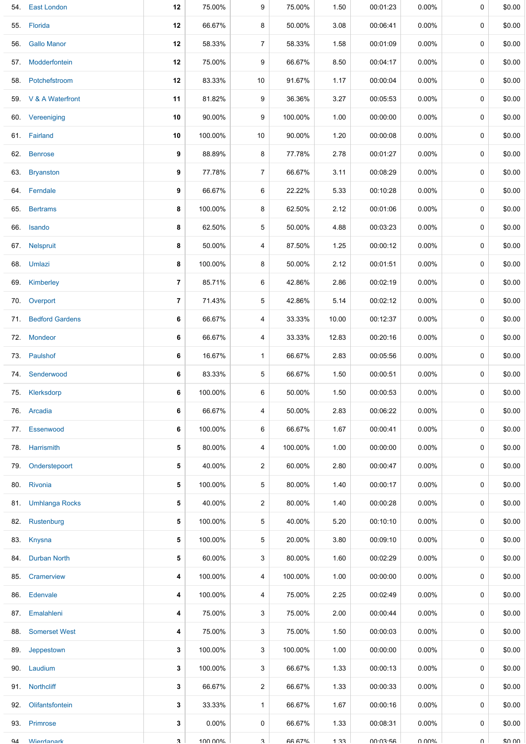| | | | | | | | | | |
|---|---|---|---|---|---|---|---|---|---|
| 54. | East London | 12 | 75.00% | 9 | 75.00% | 1.50 | 00:01:23 | 0.00% | 0 | $0.00 |
| 55. | Florida | 12 | 66.67% | 8 | 50.00% | 3.08 | 00:06:41 | 0.00% | 0 | $0.00 |
| 56. | Gallo Manor | 12 | 58.33% | 7 | 58.33% | 1.58 | 00:01:09 | 0.00% | 0 | $0.00 |
| 57. | Modderfontein | 12 | 75.00% | 9 | 66.67% | 8.50 | 00:04:17 | 0.00% | 0 | $0.00 |
| 58. | Potchefstroom | 12 | 83.33% | 10 | 91.67% | 1.17 | 00:00:04 | 0.00% | 0 | $0.00 |
| 59. | V & A Waterfront | 11 | 81.82% | 9 | 36.36% | 3.27 | 00:05:53 | 0.00% | 0 | $0.00 |
| 60. | Vereeniging | 10 | 90.00% | 9 | 100.00% | 1.00 | 00:00:00 | 0.00% | 0 | $0.00 |
| 61. | Fairland | 10 | 100.00% | 10 | 90.00% | 1.20 | 00:00:08 | 0.00% | 0 | $0.00 |
| 62. | Benrose | 9 | 88.89% | 8 | 77.78% | 2.78 | 00:01:27 | 0.00% | 0 | $0.00 |
| 63. | Bryanston | 9 | 77.78% | 7 | 66.67% | 3.11 | 00:08:29 | 0.00% | 0 | $0.00 |
| 64. | Ferndale | 9 | 66.67% | 6 | 22.22% | 5.33 | 00:10:28 | 0.00% | 0 | $0.00 |
| 65. | Bertrams | 8 | 100.00% | 8 | 62.50% | 2.12 | 00:01:06 | 0.00% | 0 | $0.00 |
| 66. | Isando | 8 | 62.50% | 5 | 50.00% | 4.88 | 00:03:23 | 0.00% | 0 | $0.00 |
| 67. | Nelspruit | 8 | 50.00% | 4 | 87.50% | 1.25 | 00:00:12 | 0.00% | 0 | $0.00 |
| 68. | Umlazi | 8 | 100.00% | 8 | 50.00% | 2.12 | 00:01:51 | 0.00% | 0 | $0.00 |
| 69. | Kimberley | 7 | 85.71% | 6 | 42.86% | 2.86 | 00:02:19 | 0.00% | 0 | $0.00 |
| 70. | Overport | 7 | 71.43% | 5 | 42.86% | 5.14 | 00:02:12 | 0.00% | 0 | $0.00 |
| 71. | Bedford Gardens | 6 | 66.67% | 4 | 33.33% | 10.00 | 00:12:37 | 0.00% | 0 | $0.00 |
| 72. | Mondeor | 6 | 66.67% | 4 | 33.33% | 12.83 | 00:20:16 | 0.00% | 0 | $0.00 |
| 73. | Paulshof | 6 | 16.67% | 1 | 66.67% | 2.83 | 00:05:56 | 0.00% | 0 | $0.00 |
| 74. | Senderwood | 6 | 83.33% | 5 | 66.67% | 1.50 | 00:00:51 | 0.00% | 0 | $0.00 |
| 75. | Klerksdorp | 6 | 100.00% | 6 | 50.00% | 1.50 | 00:00:53 | 0.00% | 0 | $0.00 |
| 76. | Arcadia | 6 | 66.67% | 4 | 50.00% | 2.83 | 00:06:22 | 0.00% | 0 | $0.00 |
| 77. | Essenwood | 6 | 100.00% | 6 | 66.67% | 1.67 | 00:00:41 | 0.00% | 0 | $0.00 |
| 78. | Harrismith | 5 | 80.00% | 4 | 100.00% | 1.00 | 00:00:00 | 0.00% | 0 | $0.00 |
| 79. | Onderstepoort | 5 | 40.00% | 2 | 60.00% | 2.80 | 00:00:47 | 0.00% | 0 | $0.00 |
| 80. | Rivonia | 5 | 100.00% | 5 | 80.00% | 1.40 | 00:00:17 | 0.00% | 0 | $0.00 |
| 81. | Umhlanga Rocks | 5 | 40.00% | 2 | 80.00% | 1.40 | 00:00:28 | 0.00% | 0 | $0.00 |
| 82. | Rustenburg | 5 | 100.00% | 5 | 40.00% | 5.20 | 00:10:10 | 0.00% | 0 | $0.00 |
| 83. | Knysna | 5 | 100.00% | 5 | 20.00% | 3.80 | 00:09:10 | 0.00% | 0 | $0.00 |
| 84. | Durban North | 5 | 60.00% | 3 | 80.00% | 1.60 | 00:02:29 | 0.00% | 0 | $0.00 |
| 85. | Cramerview | 4 | 100.00% | 4 | 100.00% | 1.00 | 00:00:00 | 0.00% | 0 | $0.00 |
| 86. | Edenvale | 4 | 100.00% | 4 | 75.00% | 2.25 | 00:02:49 | 0.00% | 0 | $0.00 |
| 87. | Emalahleni | 4 | 75.00% | 3 | 75.00% | 2.00 | 00:00:44 | 0.00% | 0 | $0.00 |
| 88. | Somerset West | 4 | 75.00% | 3 | 75.00% | 1.50 | 00:00:03 | 0.00% | 0 | $0.00 |
| 89. | Jeppestown | 3 | 100.00% | 3 | 100.00% | 1.00 | 00:00:00 | 0.00% | 0 | $0.00 |
| 90. | Laudium | 3 | 100.00% | 3 | 66.67% | 1.33 | 00:00:13 | 0.00% | 0 | $0.00 |
| 91. | Northcliff | 3 | 66.67% | 2 | 66.67% | 1.33 | 00:00:33 | 0.00% | 0 | $0.00 |
| 92. | Olifantsfontein | 3 | 33.33% | 1 | 66.67% | 1.67 | 00:00:16 | 0.00% | 0 | $0.00 |
| 93. | Primrose | 3 | 0.00% | 0 | 66.67% | 1.33 | 00:08:31 | 0.00% | 0 | $0.00 |
| 94. | Wierdapark | 3 | 100.00% | 3 | 66.67% | 1.33 | 00:03:56 | 0.00% | 0 | $0.00 |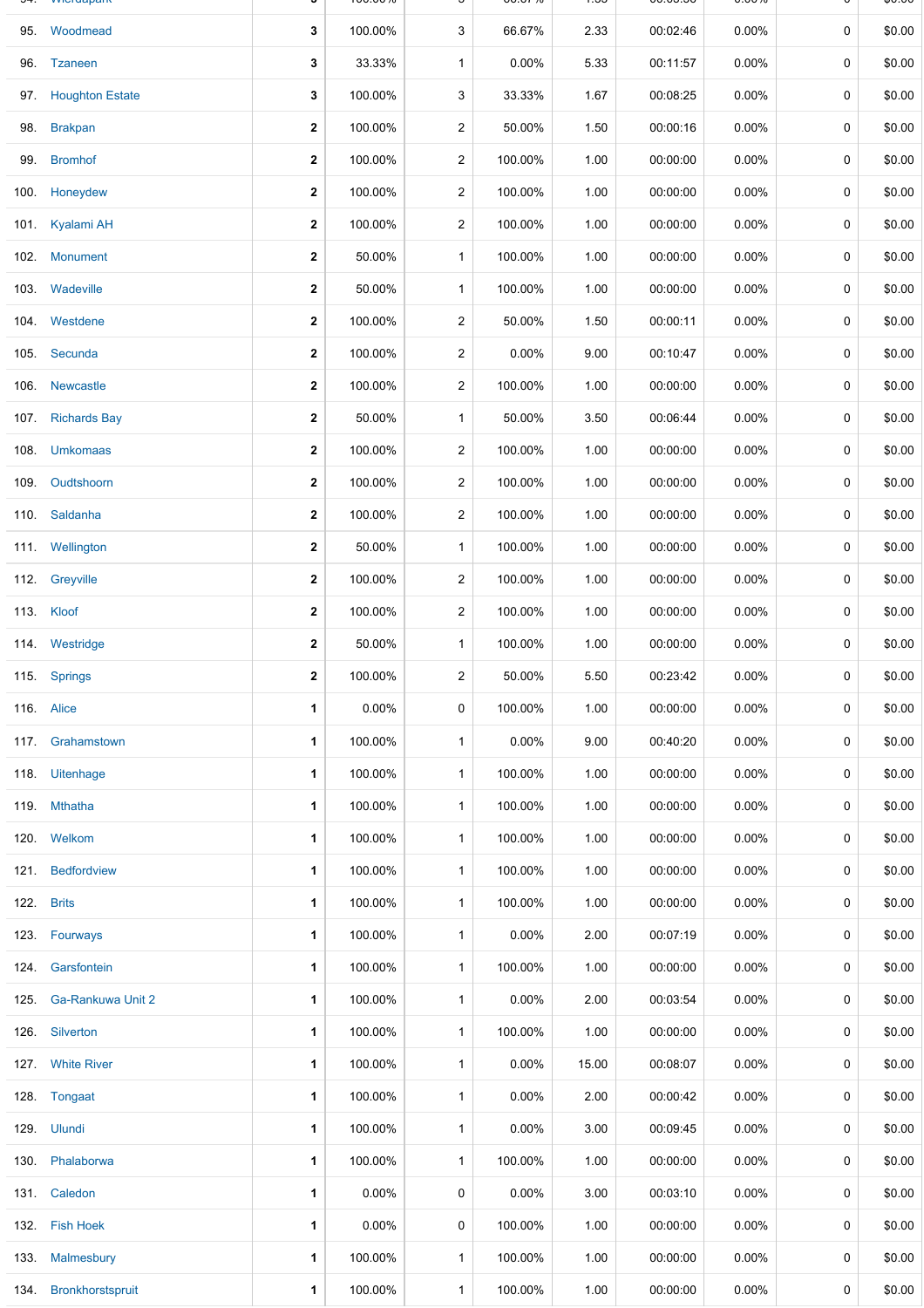| | | | | | | | | | | |
|---|---|---|---|---|---|---|---|---|---|---|
| 95. | Woodmead | 3 | 100.00% | 3 | 66.67% | 2.33 | 00:02:46 | 0.00% | 0 | $0.00 |
| 96. | Tzaneen | 3 | 33.33% | 1 | 0.00% | 5.33 | 00:11:57 | 0.00% | 0 | $0.00 |
| 97. | Houghton Estate | 3 | 100.00% | 3 | 33.33% | 1.67 | 00:08:25 | 0.00% | 0 | $0.00 |
| 98. | Brakpan | 2 | 100.00% | 2 | 50.00% | 1.50 | 00:00:16 | 0.00% | 0 | $0.00 |
| 99. | Bromhof | 2 | 100.00% | 2 | 100.00% | 1.00 | 00:00:00 | 0.00% | 0 | $0.00 |
| 100. | Honeydew | 2 | 100.00% | 2 | 100.00% | 1.00 | 00:00:00 | 0.00% | 0 | $0.00 |
| 101. | Kyalami AH | 2 | 100.00% | 2 | 100.00% | 1.00 | 00:00:00 | 0.00% | 0 | $0.00 |
| 102. | Monument | 2 | 50.00% | 1 | 100.00% | 1.00 | 00:00:00 | 0.00% | 0 | $0.00 |
| 103. | Wadeville | 2 | 50.00% | 1 | 100.00% | 1.00 | 00:00:00 | 0.00% | 0 | $0.00 |
| 104. | Westdene | 2 | 100.00% | 2 | 50.00% | 1.50 | 00:00:11 | 0.00% | 0 | $0.00 |
| 105. | Secunda | 2 | 100.00% | 2 | 0.00% | 9.00 | 00:10:47 | 0.00% | 0 | $0.00 |
| 106. | Newcastle | 2 | 100.00% | 2 | 100.00% | 1.00 | 00:00:00 | 0.00% | 0 | $0.00 |
| 107. | Richards Bay | 2 | 50.00% | 1 | 50.00% | 3.50 | 00:06:44 | 0.00% | 0 | $0.00 |
| 108. | Umkomaas | 2 | 100.00% | 2 | 100.00% | 1.00 | 00:00:00 | 0.00% | 0 | $0.00 |
| 109. | Oudtshoorn | 2 | 100.00% | 2 | 100.00% | 1.00 | 00:00:00 | 0.00% | 0 | $0.00 |
| 110. | Saldanha | 2 | 100.00% | 2 | 100.00% | 1.00 | 00:00:00 | 0.00% | 0 | $0.00 |
| 111. | Wellington | 2 | 50.00% | 1 | 100.00% | 1.00 | 00:00:00 | 0.00% | 0 | $0.00 |
| 112. | Greyville | 2 | 100.00% | 2 | 100.00% | 1.00 | 00:00:00 | 0.00% | 0 | $0.00 |
| 113. | Kloof | 2 | 100.00% | 2 | 100.00% | 1.00 | 00:00:00 | 0.00% | 0 | $0.00 |
| 114. | Westridge | 2 | 50.00% | 1 | 100.00% | 1.00 | 00:00:00 | 0.00% | 0 | $0.00 |
| 115. | Springs | 2 | 100.00% | 2 | 50.00% | 5.50 | 00:23:42 | 0.00% | 0 | $0.00 |
| 116. | Alice | 1 | 0.00% | 0 | 100.00% | 1.00 | 00:00:00 | 0.00% | 0 | $0.00 |
| 117. | Grahamstown | 1 | 100.00% | 1 | 0.00% | 9.00 | 00:40:20 | 0.00% | 0 | $0.00 |
| 118. | Uitenhage | 1 | 100.00% | 1 | 100.00% | 1.00 | 00:00:00 | 0.00% | 0 | $0.00 |
| 119. | Mthatha | 1 | 100.00% | 1 | 100.00% | 1.00 | 00:00:00 | 0.00% | 0 | $0.00 |
| 120. | Welkom | 1 | 100.00% | 1 | 100.00% | 1.00 | 00:00:00 | 0.00% | 0 | $0.00 |
| 121. | Bedfordview | 1 | 100.00% | 1 | 100.00% | 1.00 | 00:00:00 | 0.00% | 0 | $0.00 |
| 122. | Brits | 1 | 100.00% | 1 | 100.00% | 1.00 | 00:00:00 | 0.00% | 0 | $0.00 |
| 123. | Fourways | 1 | 100.00% | 1 | 0.00% | 2.00 | 00:07:19 | 0.00% | 0 | $0.00 |
| 124. | Garsfontein | 1 | 100.00% | 1 | 100.00% | 1.00 | 00:00:00 | 0.00% | 0 | $0.00 |
| 125. | Ga-Rankuwa Unit 2 | 1 | 100.00% | 1 | 0.00% | 2.00 | 00:03:54 | 0.00% | 0 | $0.00 |
| 126. | Silverton | 1 | 100.00% | 1 | 100.00% | 1.00 | 00:00:00 | 0.00% | 0 | $0.00 |
| 127. | White River | 1 | 100.00% | 1 | 0.00% | 15.00 | 00:08:07 | 0.00% | 0 | $0.00 |
| 128. | Tongaat | 1 | 100.00% | 1 | 0.00% | 2.00 | 00:00:42 | 0.00% | 0 | $0.00 |
| 129. | Ulundi | 1 | 100.00% | 1 | 0.00% | 3.00 | 00:09:45 | 0.00% | 0 | $0.00 |
| 130. | Phalaborwa | 1 | 100.00% | 1 | 100.00% | 1.00 | 00:00:00 | 0.00% | 0 | $0.00 |
| 131. | Caledon | 1 | 0.00% | 0 | 0.00% | 3.00 | 00:03:10 | 0.00% | 0 | $0.00 |
| 132. | Fish Hoek | 1 | 0.00% | 0 | 100.00% | 1.00 | 00:00:00 | 0.00% | 0 | $0.00 |
| 133. | Malmesbury | 1 | 100.00% | 1 | 100.00% | 1.00 | 00:00:00 | 0.00% | 0 | $0.00 |
| 134. | Bronkhorstspruit | 1 | 100.00% | 1 | 100.00% | 1.00 | 00:00:00 | 0.00% | 0 | $0.00 |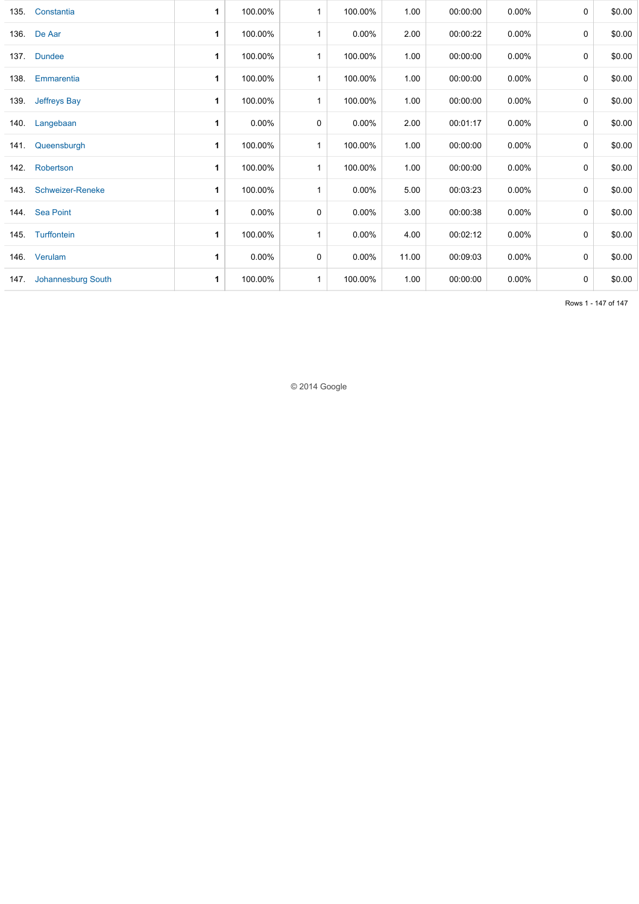| | | | | | | | | | | | |
|---|---|---|---|---|---|---|---|---|---|---|---|
| 135. | Constantia | 1 | 100.00% | 1 | 100.00% | 1.00 | 00:00:00 | 0.00% | 0 | $0.00 |
| 136. | De Aar | 1 | 100.00% | 1 | 0.00% | 2.00 | 00:00:22 | 0.00% | 0 | $0.00 |
| 137. | Dundee | 1 | 100.00% | 1 | 100.00% | 1.00 | 00:00:00 | 0.00% | 0 | $0.00 |
| 138. | Emmarentia | 1 | 100.00% | 1 | 100.00% | 1.00 | 00:00:00 | 0.00% | 0 | $0.00 |
| 139. | Jeffreys Bay | 1 | 100.00% | 1 | 100.00% | 1.00 | 00:00:00 | 0.00% | 0 | $0.00 |
| 140. | Langebaan | 1 | 0.00% | 0 | 0.00% | 2.00 | 00:01:17 | 0.00% | 0 | $0.00 |
| 141. | Queensburgh | 1 | 100.00% | 1 | 100.00% | 1.00 | 00:00:00 | 0.00% | 0 | $0.00 |
| 142. | Robertson | 1 | 100.00% | 1 | 100.00% | 1.00 | 00:00:00 | 0.00% | 0 | $0.00 |
| 143. | Schweizer-Reneke | 1 | 100.00% | 1 | 0.00% | 5.00 | 00:03:23 | 0.00% | 0 | $0.00 |
| 144. | Sea Point | 1 | 0.00% | 0 | 0.00% | 3.00 | 00:00:38 | 0.00% | 0 | $0.00 |
| 145. | Turffontein | 1 | 100.00% | 1 | 0.00% | 4.00 | 00:02:12 | 0.00% | 0 | $0.00 |
| 146. | Verulam | 1 | 0.00% | 0 | 0.00% | 11.00 | 00:09:03 | 0.00% | 0 | $0.00 |
| 147. | Johannesburg South | 1 | 100.00% | 1 | 100.00% | 1.00 | 00:00:00 | 0.00% | 0 | $0.00 |

Rows 1 - 147 of 147

© 2014 Google